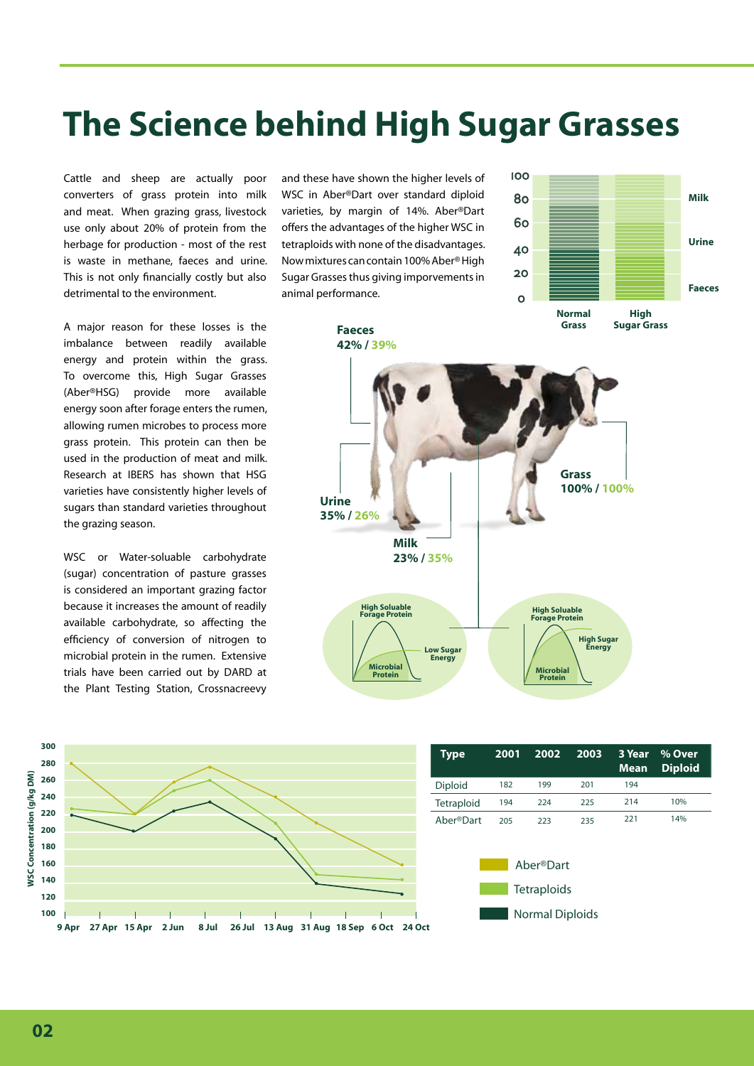# The Science behind High Sugar Grasses

Cattle and sheep are actually poor converters of grass protein into milk and meat. When grazing grass, livestock use only about 20% of protein from the herbage for production - most of the rest is waste in methane, faeces and urine. This is not only financially costly but also detrimental to the environment.

A major reason for these losses is the imbalance between readily available energy and protein within the grass. To overcome this, High Sugar Grasses (Aber®HSG) provide more available energy soon after forage enters the rumen, allowing rumen microbes to process more grass protein. This protein can then be used in the production of meat and milk. Research at IBERS has shown that HSG varieties have consistently higher levels of sugars than standard varieties throughout the grazing season.

WSC or Water-soluable carbohydrate (sugar) concentration of pasture grasses is considered an important grazing factor because it increases the amount of readily available carbohydrate, so affecting the efficiency of conversion of nitrogen to microbial protein in the rumen. Extensive trials have been carried out by DARD at the Plant Testing Station, Crossnacreevy and these have shown the higher levels of WSC in Aber®Dart over standard diploid varieties, by margin of 14%. Aber®Dart offers the advantages of the higher WSC in tetraploids with none of the disadvantages. Now mixtures can contain 100% Aber® High Sugar Grasses thus giving imporvements in animal performance.

Normal Grass / High Sugar Grass

- Grass: 100% / 100%
- Faeces: 42% / 39%
- Urine: 35% / 26%
- Milk: 23% / 35%

| Type | 2001 | 2002 | 2003 | 3 Year Mean | % Over Diploid |
|---|---|---|---|---|---|
| Diploid | 182 | 199 | 201 | 194 | |
| Tetraploid | 194 | 224 | 225 | 214 | 10% |
| Aber®Dart | 205 | 223 | 235 | 221 | 14% |

- Aber®Dart
- Tetraploids
- Normal Diploids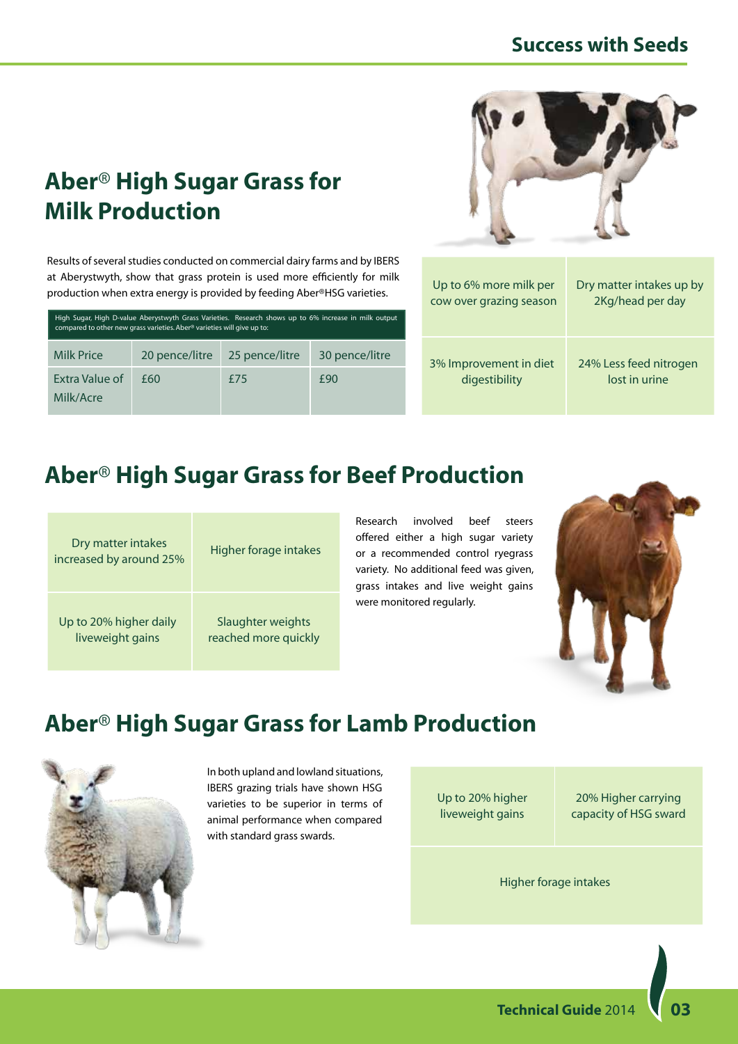# Aber® High Sugar Grass for Milk Production

Results of several studies conducted on commercial dairy farms and by IBERS at Aberystwyth, show that grass protein is used more efficiently for milk production when extra energy is provided by feeding Aber®HSG varieties.

High Sugar, High D-value Aberystwyth Grass Varieties. Research shows up to 6% increase in milk output compared to other new grass varieties. Aber® varieties will give up to:

| Milk Price | 20 pence/litre | 25 pence/litre | 30 pence/litre |
|---|---|---|---|
| Extra Value of Milk/Acre | £60 | £75 | £90 |

| | |
|---|---|
| Up to 6% more milk per cow over grazing season | Dry matter intakes up by 2Kg/head per day |
| 3% Improvement in diet digestibility | 24% Less feed nitrogen lost in urine |

# Aber® High Sugar Grass for Beef Production

| | |
|---|---|
| Dry matter intakes increased by around 25% | Higher forage intakes |
| Up to 20% higher daily liveweight gains | Slaughter weights reached more quickly |

Research involved beef steers offered either a high sugar variety or a recommended control ryegrass variety. No additional feed was given, grass intakes and live weight gains were monitored regularly.

# Aber® High Sugar Grass for Lamb Production

In both upland and lowland situations, IBERS grazing trials have shown HSG varieties to be superior in terms of animal performance when compared with standard grass swards.

| | |
|---|---|
| Up to 20% higher liveweight gains | 20% Higher carrying capacity of HSG sward |
| Higher forage intakes | |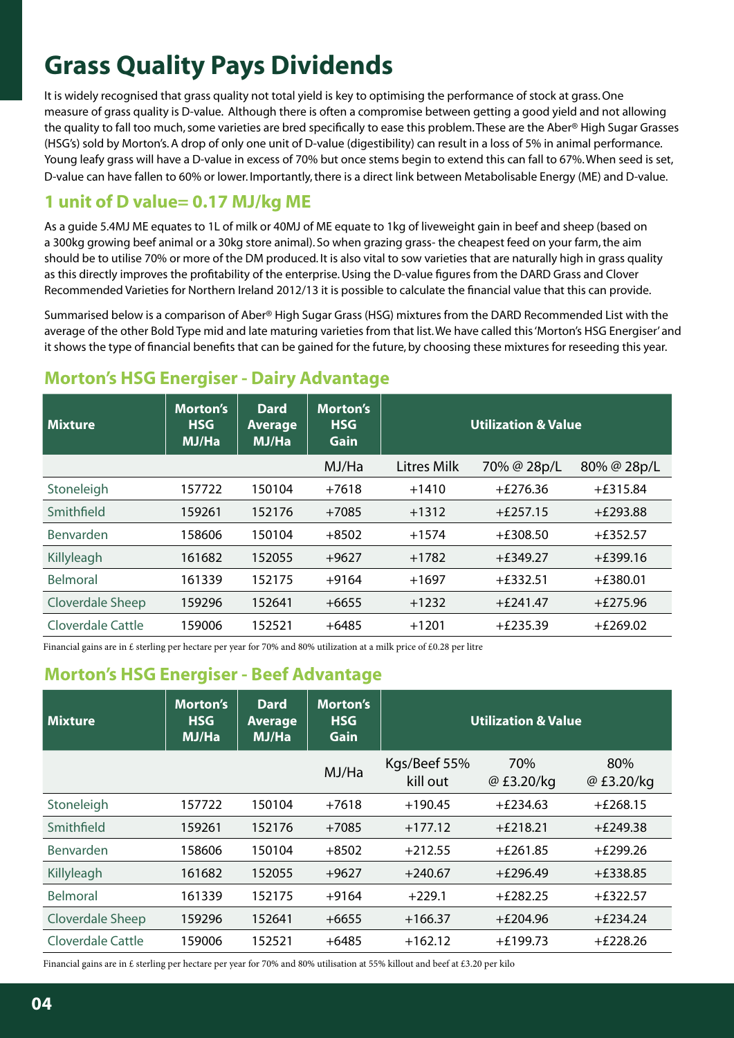# Grass Quality Pays Dividends

It is widely recognised that grass quality not total yield is key to optimising the performance of stock at grass. One measure of grass quality is D-value. Although there is often a compromise between getting a good yield and not allowing the quality to fall too much, some varieties are bred specifically to ease this problem. These are the Aber® High Sugar Grasses (HSG's) sold by Morton's. A drop of only one unit of D-value (digestibility) can result in a loss of 5% in animal performance. Young leafy grass will have a D-value in excess of 70% but once stems begin to extend this can fall to 67%. When seed is set, D-value can have fallen to 60% or lower. Importantly, there is a direct link between Metabolisable Energy (ME) and D-value.

## 1 unit of D value= 0.17 MJ/kg ME

As a guide 5.4MJ ME equates to 1L of milk or 40MJ of ME equate to 1kg of liveweight gain in beef and sheep (based on a 300kg growing beef animal or a 30kg store animal). So when grazing grass- the cheapest feed on your farm, the aim should be to utilise 70% or more of the DM produced. It is also vital to sow varieties that are naturally high in grass quality as this directly improves the profitability of the enterprise. Using the D-value figures from the DARD Grass and Clover Recommended Varieties for Northern Ireland 2012/13 it is possible to calculate the financial value that this can provide.

Summarised below is a comparison of Aber® High Sugar Grass (HSG) mixtures from the DARD Recommended List with the average of the other Bold Type mid and late maturing varieties from that list. We have called this 'Morton's HSG Energiser' and it shows the type of financial benefits that can be gained for the future, by choosing these mixtures for reseeding this year.

## Morton's HSG Energiser - Dairy Advantage

| Mixture | Morton's HSG MJ/Ha | Dard Average MJ/Ha | Morton's HSG Gain | Utilization & Value | | |
|---|---|---|---|---|---|---|
| | | | MJ/Ha | Litres Milk | 70% @ 28p/L | 80% @ 28p/L |
| Stoneleigh | 157722 | 150104 | +7618 | +1410 | +£276.36 | +£315.84 |
| Smithfield | 159261 | 152176 | +7085 | +1312 | +£257.15 | +£293.88 |
| Benvarden | 158606 | 150104 | +8502 | +1574 | +£308.50 | +£352.57 |
| Killyleagh | 161682 | 152055 | +9627 | +1782 | +£349.27 | +£399.16 |
| Belmoral | 161339 | 152175 | +9164 | +1697 | +£332.51 | +£380.01 |
| Cloverdale Sheep | 159296 | 152641 | +6655 | +1232 | +£241.47 | +£275.96 |
| Cloverdale Cattle | 159006 | 152521 | +6485 | +1201 | +£235.39 | +£269.02 |

Financial gains are in £ sterling per hectare per year for 70% and 80% utilization at a milk price of £0.28 per litre

## Morton's HSG Energiser - Beef Advantage

| Mixture | Morton's HSG MJ/Ha | Dard Average MJ/Ha | Morton's HSG Gain | Utilization & Value | | |
|---|---|---|---|---|---|---|
| | | | MJ/Ha | Kgs/Beef 55% kill out | 70% @ £3.20/kg | 80% @ £3.20/kg |
| Stoneleigh | 157722 | 150104 | +7618 | +190.45 | +£234.63 | +£268.15 |
| Smithfield | 159261 | 152176 | +7085 | +177.12 | +£218.21 | +£249.38 |
| Benvarden | 158606 | 150104 | +8502 | +212.55 | +£261.85 | +£299.26 |
| Killyleagh | 161682 | 152055 | +9627 | +240.67 | +£296.49 | +£338.85 |
| Belmoral | 161339 | 152175 | +9164 | +229.1 | +£282.25 | +£322.57 |
| Cloverdale Sheep | 159296 | 152641 | +6655 | +166.37 | +£204.96 | +£234.24 |
| Cloverdale Cattle | 159006 | 152521 | +6485 | +162.12 | +£199.73 | +£228.26 |

Financial gains are in £ sterling per hectare per year for 70% and 80% utilisation at 55% killout and beef at £3.20 per kilo